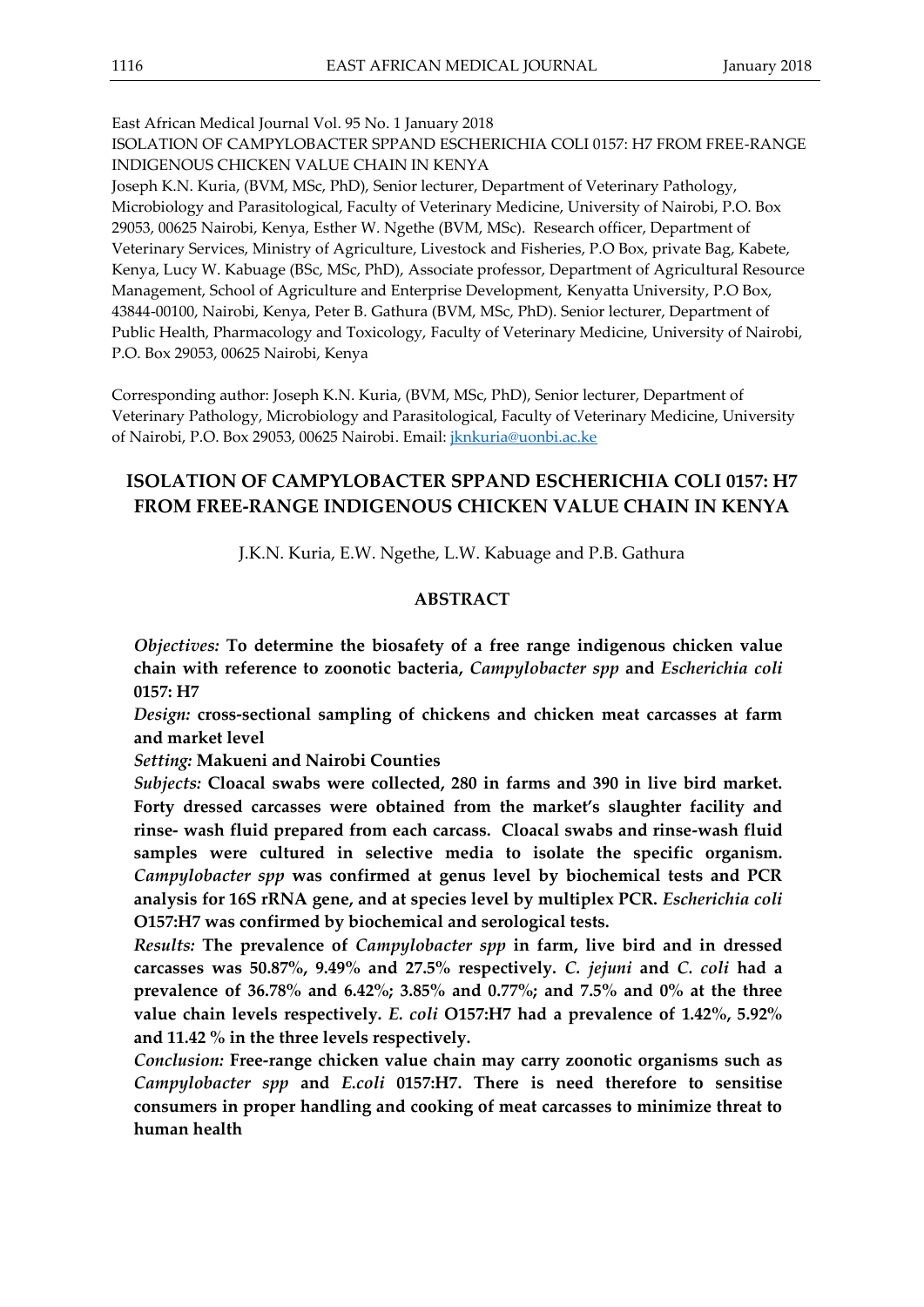East African Medical Journal Vol. 95 No. 1 January 2018
ISOLATION OF CAMPYLOBACTER SPPAND ESCHERICHIA COLI 0157: H7 FROM FREE-RANGE INDIGENOUS CHICKEN VALUE CHAIN IN KENYA
Joseph K.N. Kuria, (BVM, MSc, PhD), Senior lecturer, Department of Veterinary Pathology, Microbiology and Parasitological, Faculty of Veterinary Medicine, University of Nairobi, P.O. Box 29053, 00625 Nairobi, Kenya, Esther W. Ngethe (BVM, MSc). Research officer, Department of Veterinary Services, Ministry of Agriculture, Livestock and Fisheries, P.O Box, private Bag, Kabete, Kenya, Lucy W. Kabuage (BSc, MSc, PhD), Associate professor, Department of Agricultural Resource Management, School of Agriculture and Enterprise Development, Kenyatta University, P.O Box, 43844-00100, Nairobi, Kenya, Peter B. Gathura (BVM, MSc, PhD). Senior lecturer, Department of Public Health, Pharmacology and Toxicology, Faculty of Veterinary Medicine, University of Nairobi, P.O. Box 29053, 00625 Nairobi, Kenya

Corresponding author: Joseph K.N. Kuria, (BVM, MSc, PhD), Senior lecturer, Department of Veterinary Pathology, Microbiology and Parasitological, Faculty of Veterinary Medicine, University of Nairobi, P.O. Box 29053, 00625 Nairobi. Email: jknkuria@uonbi.ac.ke

# ISOLATION OF CAMPYLOBACTER SPPAND ESCHERICHIA COLI 0157: H7 FROM FREE-RANGE INDIGENOUS CHICKEN VALUE CHAIN IN KENYA

J.K.N. Kuria, E.W. Ngethe, L.W. Kabuage and P.B. Gathura

## ABSTRACT

***Objectives:*** **To determine the biosafety of a free range indigenous chicken value chain with reference to zoonotic bacteria, *Campylobacter spp* and *Escherichia coli* 0157: H7**

***Design:*** **cross-sectional sampling of chickens and chicken meat carcasses at farm and market level**

***Setting:*** **Makueni and Nairobi Counties**

***Subjects:*** **Cloacal swabs were collected, 280 in farms and 390 in live bird market. Forty dressed carcasses were obtained from the market's slaughter facility and rinse- wash fluid prepared from each carcass. Cloacal swabs and rinse-wash fluid samples were cultured in selective media to isolate the specific organism. *Campylobacter spp* was confirmed at genus level by biochemical tests and PCR analysis for 16S rRNA gene, and at species level by multiplex PCR. *Escherichia coli* O157:H7 was confirmed by biochemical and serological tests.**

***Results:*** **The prevalence of *Campylobacter spp* in farm, live bird and in dressed carcasses was 50.87%, 9.49% and 27.5% respectively. *C. jejuni* and *C. coli* had a prevalence of 36.78% and 6.42%; 3.85% and 0.77%; and 7.5% and 0% at the three value chain levels respectively. *E. coli* O157:H7 had a prevalence of 1.42%, 5.92% and 11.42 % in the three levels respectively.**

***Conclusion:*** **Free-range chicken value chain may carry zoonotic organisms such as *Campylobacter spp* and *E.coli* 0157:H7. There is need therefore to sensitise consumers in proper handling and cooking of meat carcasses to minimize threat to human health**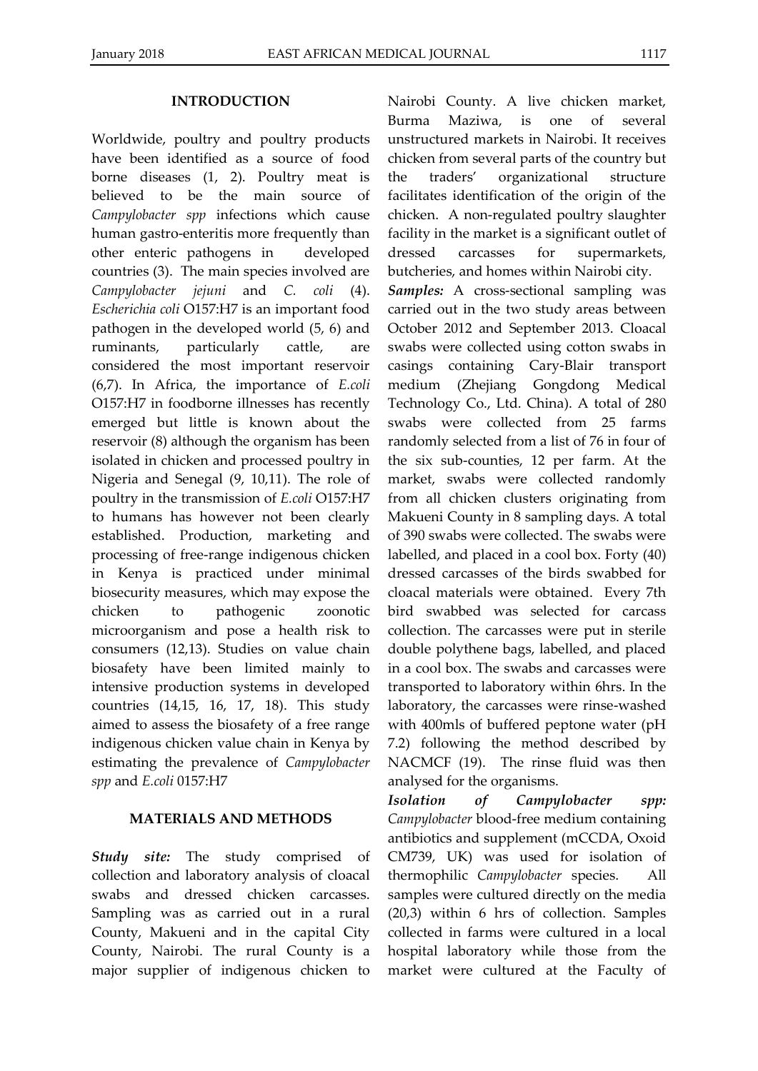## INTRODUCTION

Worldwide, poultry and poultry products have been identified as a source of food borne diseases (1, 2). Poultry meat is believed to be the main source of *Campylobacter spp* infections which cause human gastro-enteritis more frequently than other enteric pathogens in developed countries (3). The main species involved are *Campylobacter jejuni* and *C. coli* (4). *Escherichia coli* O157:H7 is an important food pathogen in the developed world (5, 6) and ruminants, particularly cattle, are considered the most important reservoir (6,7). In Africa, the importance of *E.coli* O157:H7 in foodborne illnesses has recently emerged but little is known about the reservoir (8) although the organism has been isolated in chicken and processed poultry in Nigeria and Senegal (9, 10,11). The role of poultry in the transmission of *E.coli* O157:H7 to humans has however not been clearly established. Production, marketing and processing of free-range indigenous chicken in Kenya is practiced under minimal biosecurity measures, which may expose the chicken to pathogenic zoonotic microorganism and pose a health risk to consumers (12,13). Studies on value chain biosafety have been limited mainly to intensive production systems in developed countries (14,15, 16, 17, 18). This study aimed to assess the biosafety of a free range indigenous chicken value chain in Kenya by estimating the prevalence of *Campylobacter spp* and *E.coli* 0157:H7

## MATERIALS AND METHODS

***Study site:*** The study comprised of collection and laboratory analysis of cloacal swabs and dressed chicken carcasses. Sampling was as carried out in a rural County, Makueni and in the capital City County, Nairobi. The rural County is a major supplier of indigenous chicken to Nairobi County. A live chicken market, Burma Maziwa, is one of several unstructured markets in Nairobi. It receives chicken from several parts of the country but the traders' organizational structure facilitates identification of the origin of the chicken. A non-regulated poultry slaughter facility in the market is a significant outlet of dressed carcasses for supermarkets, butcheries, and homes within Nairobi city.

***Samples:*** A cross-sectional sampling was carried out in the two study areas between October 2012 and September 2013. Cloacal swabs were collected using cotton swabs in casings containing Cary-Blair transport medium (Zhejiang Gongdong Medical Technology Co., Ltd. China). A total of 280 swabs were collected from 25 farms randomly selected from a list of 76 in four of the six sub-counties, 12 per farm. At the market, swabs were collected randomly from all chicken clusters originating from Makueni County in 8 sampling days. A total of 390 swabs were collected. The swabs were labelled, and placed in a cool box. Forty (40) dressed carcasses of the birds swabbed for cloacal materials were obtained. Every 7th bird swabbed was selected for carcass collection. The carcasses were put in sterile double polythene bags, labelled, and placed in a cool box. The swabs and carcasses were transported to laboratory within 6hrs. In the laboratory, the carcasses were rinse-washed with 400mls of buffered peptone water (pH 7.2) following the method described by NACMCF (19). The rinse fluid was then analysed for the organisms.

***Isolation of Campylobacter spp:*** *Campylobacter* blood-free medium containing antibiotics and supplement (mCCDA, Oxoid CM739, UK) was used for isolation of thermophilic *Campylobacter* species. All samples were cultured directly on the media (20,3) within 6 hrs of collection. Samples collected in farms were cultured in a local hospital laboratory while those from the market were cultured at the Faculty of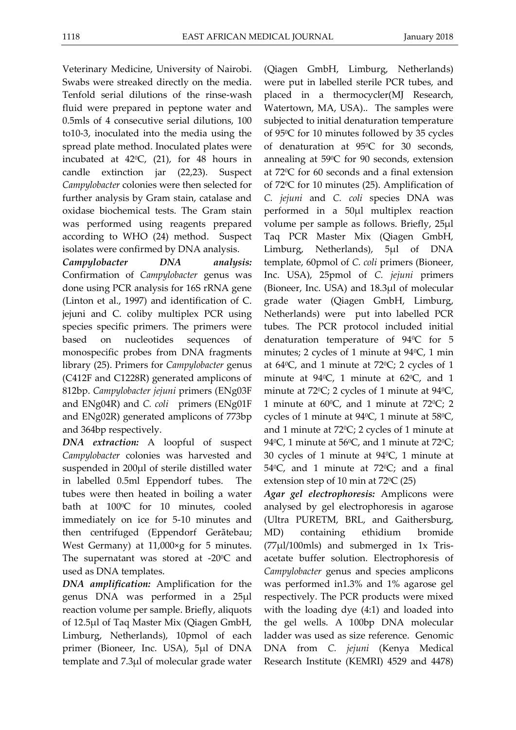Veterinary Medicine, University of Nairobi. Swabs were streaked directly on the media. Tenfold serial dilutions of the rinse-wash fluid were prepared in peptone water and 0.5mls of 4 consecutive serial dilutions, 100 to10-3, inoculated into the media using the spread plate method. Inoculated plates were incubated at 42⁰C, (21), for 48 hours in candle extinction jar (22,23). Suspect *Campylobacter* colonies were then selected for further analysis by Gram stain, catalase and oxidase biochemical tests. The Gram stain was performed using reagents prepared according to WHO (24) method. Suspect isolates were confirmed by DNA analysis.

***Campylobacter DNA analysis:*** Confirmation of *Campylobacter* genus was done using PCR analysis for 16S rRNA gene (Linton et al., 1997) and identification of C. jejuni and C. coliby multiplex PCR using species specific primers. The primers were based on nucleotides sequences of monospecific probes from DNA fragments library (25). Primers for *Campylobacter* genus (C412F and C1228R) generated amplicons of 812bp. *Campylobacter jejuni* primers (ENg03F and ENg04R) and *C. coli* primers (ENg01F and ENg02R) generated amplicons of 773bp and 364bp respectively.

***DNA extraction:*** A loopful of suspect *Campylobacter* colonies was harvested and suspended in 200μl of sterile distilled water in labelled 0.5ml Eppendorf tubes. The tubes were then heated in boiling a water bath at 100⁰C for 10 minutes, cooled immediately on ice for 5-10 minutes and then centrifuged (Eppendorf Gerãtebau; West Germany) at 11,000×g for 5 minutes. The supernatant was stored at -20⁰C and used as DNA templates.

***DNA amplification:*** Amplification for the genus DNA was performed in a 25μl reaction volume per sample. Briefly, aliquots of 12.5μl of Taq Master Mix (Qiagen GmbH, Limburg, Netherlands), 10pmol of each primer (Bioneer, Inc. USA), 5μl of DNA template and 7.3μl of molecular grade water (Qiagen GmbH, Limburg, Netherlands) were put in labelled sterile PCR tubes, and placed in a thermocycler(MJ Research, Watertown, MA, USA).. The samples were subjected to initial denaturation temperature of 95⁰C for 10 minutes followed by 35 cycles of denaturation at 95⁰C for 30 seconds, annealing at 59⁰C for 90 seconds, extension at 72⁰C for 60 seconds and a final extension of 72⁰C for 10 minutes (25). Amplification of *C. jejuni* and *C. coli* species DNA was performed in a 50μl multiplex reaction volume per sample as follows. Briefly, 25μl Taq PCR Master Mix (Qiagen GmbH, Limburg, Netherlands), 5μl of DNA template, 60pmol of *C. coli* primers (Bioneer, Inc. USA), 25pmol of *C. jejuni* primers (Bioneer, Inc. USA) and 18.3μl of molecular grade water (Qiagen GmbH, Limburg, Netherlands) were put into labelled PCR tubes. The PCR protocol included initial denaturation temperature of 94⁰C for 5 minutes; 2 cycles of 1 minute at 94⁰C, 1 min at 64⁰C, and 1 minute at 72⁰C; 2 cycles of 1 minute at 94⁰C, 1 minute at 62⁰C, and 1 minute at 72⁰C; 2 cycles of 1 minute at 94⁰C, 1 minute at 60⁰C, and 1 minute at 72⁰C; 2 cycles of 1 minute at 94⁰C, 1 minute at 58⁰C, and 1 minute at 72⁰C; 2 cycles of 1 minute at 94⁰C, 1 minute at 56⁰C, and 1 minute at 72⁰C; 30 cycles of 1 minute at 94⁰C, 1 minute at 54⁰C, and 1 minute at 72⁰C; and a final extension step of 10 min at 72⁰C (25)

***Agar gel electrophoresis:*** Amplicons were analysed by gel electrophoresis in agarose (Ultra PURETM, BRL, and Gaithersburg, MD) containing ethidium bromide (77μl/100mls) and submerged in 1x Tris-acetate buffer solution. Electrophoresis of *Campylobacter* genus and species amplicons was performed in1.3% and 1% agarose gel respectively. The PCR products were mixed with the loading dye (4:1) and loaded into the gel wells. A 100bp DNA molecular ladder was used as size reference. Genomic DNA from *C. jejuni* (Kenya Medical Research Institute (KEMRI) 4529 and 4478)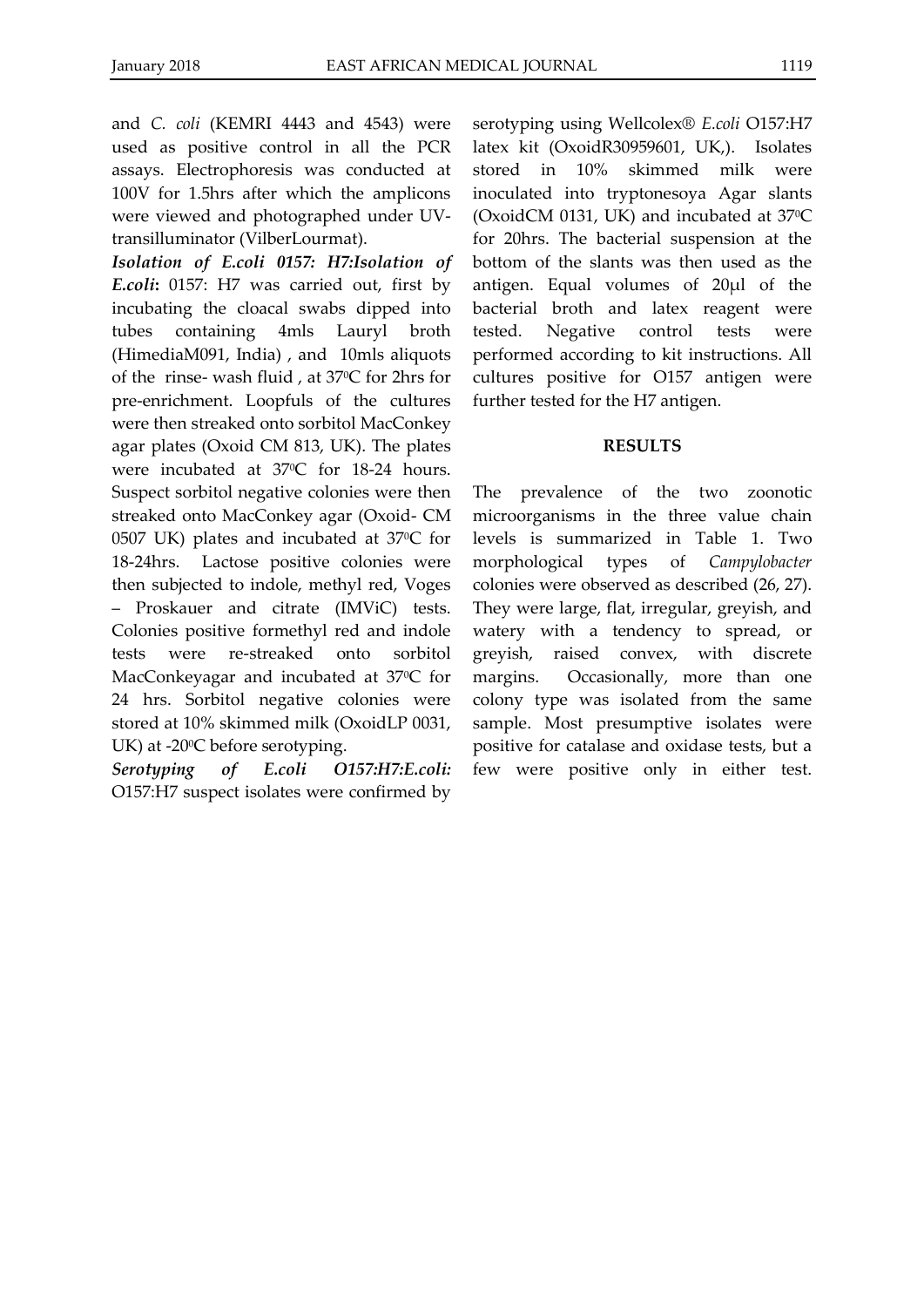and *C. coli* (KEMRI 4443 and 4543) were used as positive control in all the PCR assays. Electrophoresis was conducted at 100V for 1.5hrs after which the amplicons were viewed and photographed under UV-transilluminator (VilberLourmat).

***Isolation of E.coli 0157: H7:Isolation of E.coli*:** 0157: H7 was carried out, first by incubating the cloacal swabs dipped into tubes containing 4mls Lauryl broth (HimediaM091, India) , and 10mls aliquots of the rinse- wash fluid , at 37$^0$C for 2hrs for pre-enrichment. Loopfuls of the cultures were then streaked onto sorbitol MacConkey agar plates (Oxoid CM 813, UK). The plates were incubated at 37$^0$C for 18-24 hours. Suspect sorbitol negative colonies were then streaked onto MacConkey agar (Oxoid- CM 0507 UK) plates and incubated at 37$^0$C for 18-24hrs. Lactose positive colonies were then subjected to indole, methyl red, Voges – Proskauer and citrate (IMViC) tests. Colonies positive formethyl red and indole tests were re-streaked onto sorbitol MacConkeyagar and incubated at 37$^0$C for 24 hrs. Sorbitol negative colonies were stored at 10% skimmed milk (OxoidLP 0031, UK) at -20$^0$C before serotyping.

***Serotyping of E.coli O157:H7:E.coli:*** O157:H7 suspect isolates were confirmed by serotyping using Wellcolex® *E.coli* O157:H7 latex kit (OxoidR30959601, UK,). Isolates stored in 10% skimmed milk were inoculated into tryptonesoya Agar slants (OxoidCM 0131, UK) and incubated at 37$^0$C for 20hrs. The bacterial suspension at the bottom of the slants was then used as the antigen. Equal volumes of 20µl of the bacterial broth and latex reagent were tested. Negative control tests were performed according to kit instructions. All cultures positive for O157 antigen were further tested for the H7 antigen.

## RESULTS

The prevalence of the two zoonotic microorganisms in the three value chain levels is summarized in Table 1. Two morphological types of *Campylobacter* colonies were observed as described (26, 27). They were large, flat, irregular, greyish, and watery with a tendency to spread, or greyish, raised convex, with discrete margins. Occasionally, more than one colony type was isolated from the same sample. Most presumptive isolates were positive for catalase and oxidase tests, but a few were positive only in either test.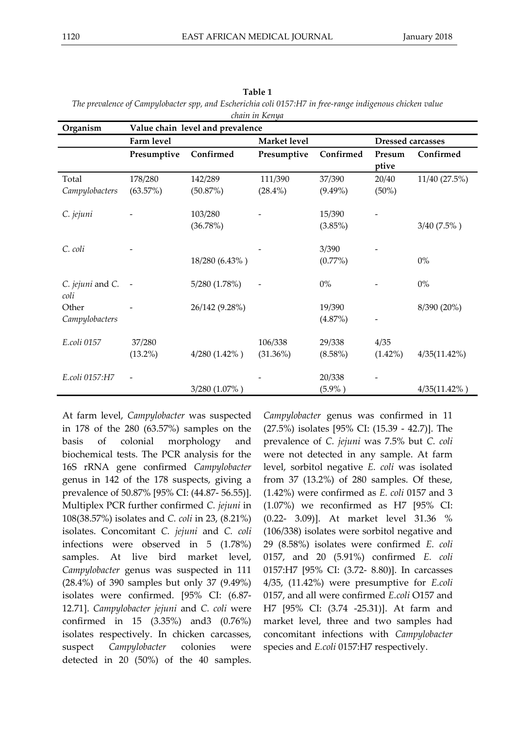**Table 1**

*The prevalence of Campylobacter spp, and Escherichia coli 0157:H7 in free-range indigenous chicken value chain in Kenya*

| Organism | Value chain level and prevalence | | | | | |
|---|---|---|---|---|---|---|
| | Farm level | | Market level | | Dressed carcasses | |
| | Presumptive | Confirmed | Presumptive | Confirmed | Presumptive | Confirmed |
| Total *Campylobacters* | 178/280 (63.57%) | 142/289 (50.87%) | 111/390 (28.4%) | 37/390 (9.49%) | 20/40 (50%) | 11/40 (27.5%) |
| *C. jejuni* | - | 103/280 (36.78%) | - | 15/390 (3.85%) | - | 3/40 (7.5% ) |
| *C. coli* | - | 18/280 (6.43% ) | - | 3/390 (0.77%) | - | 0% |
| *C. jejuni* and *C. coli* | - | 5/280 (1.78%) | - | 0% | - | 0% |
| Other *Campylobacters* | - | 26/142 (9.28%) | | 19/390 (4.87%) | - | 8/390 (20%) |
| *E.coli 0157* | 37/280 (13.2%) | 4/280 (1.42% ) | 106/338 (31.36%) | 29/338 (8.58%) | 4/35 (1.42%) | 4/35(11.42%) |
| *E.coli 0157:H7* | - | 3/280 (1.07% ) | - | 20/338 (5.9% ) | - | 4/35(11.42% ) |

At farm level, *Campylobacter* was suspected in 178 of the 280 (63.57%) samples on the basis of colonial morphology and biochemical tests. The PCR analysis for the 16S rRNA gene confirmed *Campylobacter* genus in 142 of the 178 suspects, giving a prevalence of 50.87% [95% CI: (44.87- 56.55)]. Multiplex PCR further confirmed *C. jejuni* in 108(38.57%) isolates and *C. coli* in 23, (8.21%) isolates. Concomitant *C. jejuni* and *C. coli* infections were observed in 5 (1.78%) samples. At live bird market level, *Campylobacter* genus was suspected in 111 (28.4%) of 390 samples but only 37 (9.49%) isolates were confirmed. [95% CI: (6.87- 12.71]. *Campylobacter jejuni* and *C. coli* were confirmed in 15 (3.35%) and3 (0.76%) isolates respectively. In chicken carcasses, suspect *Campylobacter* colonies were detected in 20 (50%) of the 40 samples. *Campylobacter* genus was confirmed in 11 (27.5%) isolates [95% CI: (15.39 - 42.7)]. The prevalence of *C. jejuni* was 7.5% but *C. coli* were not detected in any sample. At farm level, sorbitol negative *E. coli* was isolated from 37 (13.2%) of 280 samples. Of these, (1.42%) were confirmed as *E. coli* 0157 and 3 (1.07%) we reconfirmed as H7 [95% CI: (0.22- 3.09)]. At market level 31.36 % (106/338) isolates were sorbitol negative and 29 (8.58%) isolates were confirmed *E. coli* 0157, and 20 (5.91%) confirmed *E. coli* 0157:H7 [95% CI: (3.72- 8.80)]. In carcasses 4/35, (11.42%) were presumptive for *E.coli* 0157, and all were confirmed *E.coli* O157 and H7 [95% CI: (3.74 -25.31)]. At farm and market level, three and two samples had concomitant infections with *Campylobacter* species and *E.coli* 0157:H7 respectively.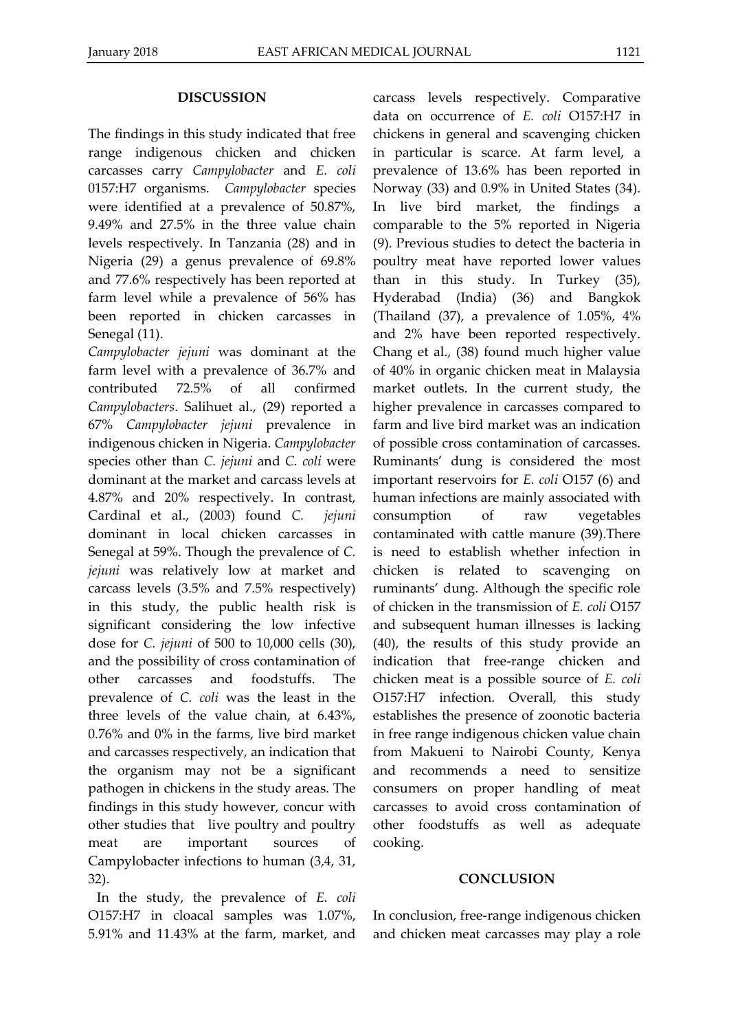## DISCUSSION

The findings in this study indicated that free range indigenous chicken and chicken carcasses carry *Campylobacter* and *E. coli* 0157:H7 organisms. *Campylobacter* species were identified at a prevalence of 50.87%, 9.49% and 27.5% in the three value chain levels respectively. In Tanzania (28) and in Nigeria (29) a genus prevalence of 69.8% and 77.6% respectively has been reported at farm level while a prevalence of 56% has been reported in chicken carcasses in Senegal (11).

*Campylobacter jejuni* was dominant at the farm level with a prevalence of 36.7% and contributed 72.5% of all confirmed *Campylobacters*. Salihuet al., (29) reported a 67% *Campylobacter jejuni* prevalence in indigenous chicken in Nigeria. *Campylobacter* species other than *C. jejuni* and *C. coli* were dominant at the market and carcass levels at 4.87% and 20% respectively. In contrast, Cardinal et al., (2003) found *C. jejuni* dominant in local chicken carcasses in Senegal at 59%. Though the prevalence of *C. jejuni* was relatively low at market and carcass levels (3.5% and 7.5% respectively) in this study, the public health risk is significant considering the low infective dose for *C. jejuni* of 500 to 10,000 cells (30), and the possibility of cross contamination of other carcasses and foodstuffs. The prevalence of *C. coli* was the least in the three levels of the value chain, at 6.43%, 0.76% and 0% in the farms, live bird market and carcasses respectively, an indication that the organism may not be a significant pathogen in chickens in the study areas. The findings in this study however, concur with other studies that live poultry and poultry meat are important sources of Campylobacter infections to human (3,4, 31, 32).

In the study, the prevalence of *E. coli* O157:H7 in cloacal samples was 1.07%, 5.91% and 11.43% at the farm, market, and carcass levels respectively. Comparative data on occurrence of *E. coli* O157:H7 in chickens in general and scavenging chicken in particular is scarce. At farm level, a prevalence of 13.6% has been reported in Norway (33) and 0.9% in United States (34). In live bird market, the findings a comparable to the 5% reported in Nigeria (9). Previous studies to detect the bacteria in poultry meat have reported lower values than in this study. In Turkey (35), Hyderabad (India) (36) and Bangkok (Thailand (37), a prevalence of 1.05%, 4% and 2% have been reported respectively. Chang et al., (38) found much higher value of 40% in organic chicken meat in Malaysia market outlets. In the current study, the higher prevalence in carcasses compared to farm and live bird market was an indication of possible cross contamination of carcasses. Ruminants' dung is considered the most important reservoirs for *E. coli* O157 (6) and human infections are mainly associated with consumption of raw vegetables contaminated with cattle manure (39).There is need to establish whether infection in chicken is related to scavenging on ruminants' dung. Although the specific role of chicken in the transmission of *E. coli* O157 and subsequent human illnesses is lacking (40), the results of this study provide an indication that free-range chicken and chicken meat is a possible source of *E. coli* O157:H7 infection. Overall, this study establishes the presence of zoonotic bacteria in free range indigenous chicken value chain from Makueni to Nairobi County, Kenya and recommends a need to sensitize consumers on proper handling of meat carcasses to avoid cross contamination of other foodstuffs as well as adequate cooking.

## CONCLUSION

In conclusion, free-range indigenous chicken and chicken meat carcasses may play a role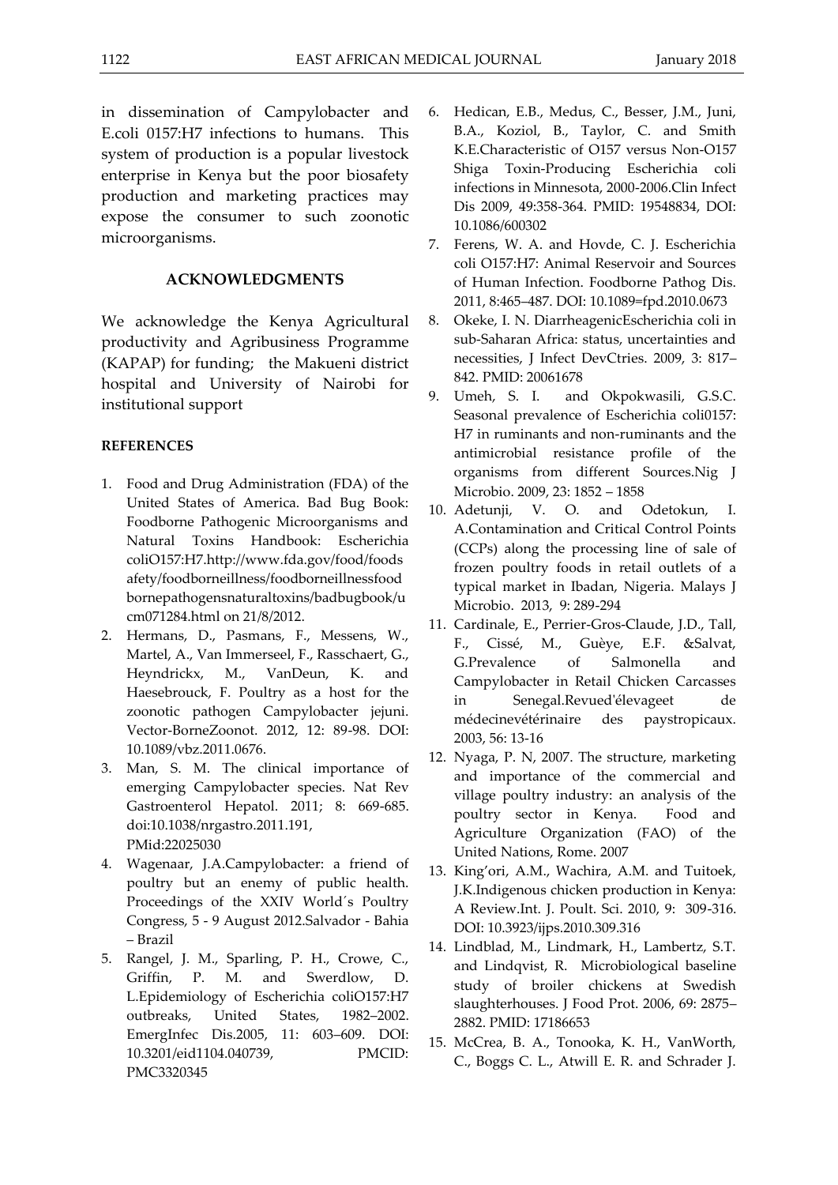in dissemination of Campylobacter and E.coli 0157:H7 infections to humans. This system of production is a popular livestock enterprise in Kenya but the poor biosafety production and marketing practices may expose the consumer to such zoonotic microorganisms.

## ACKNOWLEDGMENTS

We acknowledge the Kenya Agricultural productivity and Agribusiness Programme (KAPAP) for funding; the Makueni district hospital and University of Nairobi for institutional support

## REFERENCES

1. Food and Drug Administration (FDA) of the United States of America. Bad Bug Book: Foodborne Pathogenic Microorganisms and Natural Toxins Handbook: Escherichia coliO157:H7.http://www.fda.gov/food/foodsafety/foodborneillness/foodborneillnessfoodbornepathogensnaturaltoxins/badbugbook/ucm071284.html on 21/8/2012.
2. Hermans, D., Pasmans, F., Messens, W., Martel, A., Van Immerseel, F., Rasschaert, G., Heyndrickx, M., VanDeun, K. and Haesebrouck, F. Poultry as a host for the zoonotic pathogen Campylobacter jejuni. Vector-BorneZoonot. 2012, 12: 89-98. DOI: 10.1089/vbz.2011.0676.
3. Man, S. M. The clinical importance of emerging Campylobacter species. Nat Rev Gastroenterol Hepatol. 2011; 8: 669-685. doi:10.1038/nrgastro.2011.191, PMid:22025030
4. Wagenaar, J.A.Campylobacter: a friend of poultry but an enemy of public health. Proceedings of the XXIV World´s Poultry Congress, 5 - 9 August 2012.Salvador - Bahia – Brazil
5. Rangel, J. M., Sparling, P. H., Crowe, C., Griffin, P. M. and Swerdlow, D. L.Epidemiology of Escherichia coliO157:H7 outbreaks, United States, 1982–2002. EmergInfec Dis.2005, 11: 603–609. DOI: 10.3201/eid1104.040739, PMCID: PMC3320345
6. Hedican, E.B., Medus, C., Besser, J.M., Juni, B.A., Koziol, B., Taylor, C. and Smith K.E.Characteristic of O157 versus Non-O157 Shiga Toxin-Producing Escherichia coli infections in Minnesota, 2000-2006.Clin Infect Dis 2009, 49:358-364. PMID: 19548834, DOI: 10.1086/600302
7. Ferens, W. A. and Hovde, C. J. Escherichia coli O157:H7: Animal Reservoir and Sources of Human Infection. Foodborne Pathog Dis. 2011, 8:465–487. DOI: 10.1089=fpd.2010.0673
8. Okeke, I. N. DiarrheagenicEscherichia coli in sub-Saharan Africa: status, uncertainties and necessities, J Infect DevCtries. 2009, 3: 817–842. PMID: 20061678
9. Umeh, S. I. and Okpokwasili, G.S.C. Seasonal prevalence of Escherichia coli0157: H7 in ruminants and non-ruminants and the antimicrobial resistance profile of the organisms from different Sources.Nig J Microbio. 2009, 23: 1852 – 1858
10. Adetunji, V. O. and Odetokun, I. A.Contamination and Critical Control Points (CCPs) along the processing line of sale of frozen poultry foods in retail outlets of a typical market in Ibadan, Nigeria. Malays J Microbio. 2013, 9: 289-294
11. Cardinale, E., Perrier-Gros-Claude, J.D., Tall, F., Cissé, M., Guèye, E.F. &Salvat, G.Prevalence of Salmonella and Campylobacter in Retail Chicken Carcasses in Senegal.Revued'élevageet de médecinevétérinaire des paystropicaux. 2003, 56: 13-16
12. Nyaga, P. N, 2007. The structure, marketing and importance of the commercial and village poultry industry: an analysis of the poultry sector in Kenya. Food and Agriculture Organization (FAO) of the United Nations, Rome. 2007
13. King'ori, A.M., Wachira, A.M. and Tuitoek, J.K.Indigenous chicken production in Kenya: A Review.Int. J. Poult. Sci. 2010, 9: 309-316. DOI: 10.3923/ijps.2010.309.316
14. Lindblad, M., Lindmark, H., Lambertz, S.T. and Lindqvist, R. Microbiological baseline study of broiler chickens at Swedish slaughterhouses. J Food Prot. 2006, 69: 2875–2882. PMID: 17186653
15. McCrea, B. A., Tonooka, K. H., VanWorth, C., Boggs C. L., Atwill E. R. and Schrader J.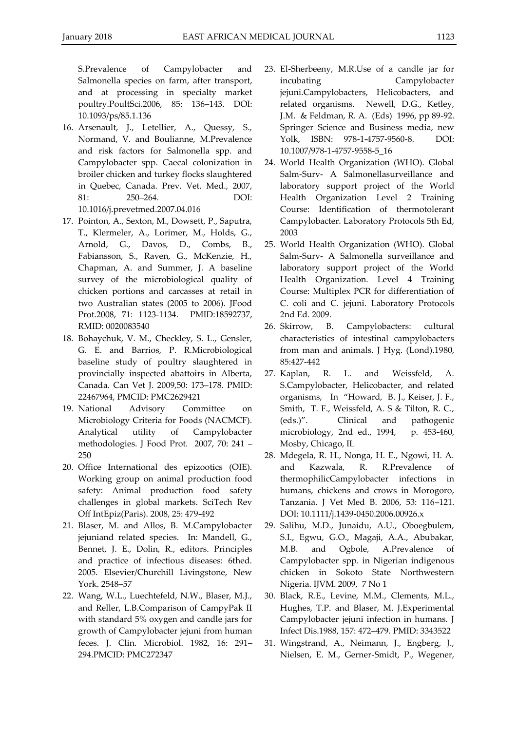S.Prevalence of Campylobacter and Salmonella species on farm, after transport, and at processing in specialty market poultry.PoultSci.2006, 85: 136–143. DOI: 10.1093/ps/85.1.136

16. Arsenault, J., Letellier, A., Quessy, S., Normand, V. and Boulianne, M.Prevalence and risk factors for Salmonella spp. and Campylobacter spp. Caecal colonization in broiler chicken and turkey flocks slaughtered in Quebec, Canada. Prev. Vet. Med., 2007, 81: 250–264. DOI: 10.1016/j.prevetmed.2007.04.016
17. Pointon, A., Sexton, M., Dowsett, P., Saputra, T., Klermeler, A., Lorimer, M., Holds, G., Arnold, G., Davos, D., Combs, B., Fabiansson, S., Raven, G., McKenzie, H., Chapman, A. and Summer, J. A baseline survey of the microbiological quality of chicken portions and carcasses at retail in two Australian states (2005 to 2006). JFood Prot.2008, 71: 1123-1134. PMID:18592737, RMID: 0020083540
18. Bohaychuk, V. M., Checkley, S. L., Gensler, G. E. and Barrios, P. R.Microbiological baseline study of poultry slaughtered in provincially inspected abattoirs in Alberta, Canada. Can Vet J. 2009,50: 173–178. PMID: 22467964, PMCID: PMC2629421
19. National Advisory Committee on Microbiology Criteria for Foods (NACMCF). Analytical utility of Campylobacter methodologies. J Food Prot. 2007, 70: 241 – 250
20. Office International des epizootics (OIE). Working group on animal production food safety: Animal production food safety challenges in global markets. SciTech Rev Off IntEpiz(Paris). 2008, 25: 479-492
21. Blaser, M. and Allos, B. M.Campylobacter jejuniand related species. In: Mandell, G., Bennet, J. E., Dolin, R., editors. Principles and practice of infectious diseases: 6thed. 2005. Elsevier/Churchill Livingstone, New York. 2548–57
22. Wang, W.L., Luechtefeld, N.W., Blaser, M.J., and Reller, L.B.Comparison of CampyPak II with standard 5% oxygen and candle jars for growth of Campylobacter jejuni from human feces. J. Clin. Microbiol. 1982, 16: 291–294.PMCID: PMC272347
23. El-Sherbeeny, M.R.Use of a candle jar for incubating Campylobacter jejuni.Campylobacters, Helicobacters, and related organisms. Newell, D.G., Ketley, J.M. & Feldman, R. A. (Eds) 1996, pp 89-92. Springer Science and Business media, new Yolk, ISBN: 978-1-4757-9560-8. DOI: 10.1007/978-1-4757-9558-5_16
24. World Health Organization (WHO). Global Salm-Surv- A Salmonellasurveillance and laboratory support project of the World Health Organization Level 2 Training Course: Identification of thermotolerant Campylobacter. Laboratory Protocols 5th Ed, 2003
25. World Health Organization (WHO). Global Salm-Surv- A Salmonella surveillance and laboratory support project of the World Health Organization. Level 4 Training Course: Multiplex PCR for differentiation of C. coli and C. jejuni. Laboratory Protocols 2nd Ed. 2009.
26. Skirrow, B. Campylobacters: cultural characteristics of intestinal campylobacters from man and animals. J Hyg. (Lond).1980, 85:427-442
27. Kaplan, R. L. and Weissfeld, A. S.Campylobacter, Helicobacter, and related organisms, In "Howard, B. J., Keiser, J. F., Smith, T. F., Weissfeld, A. S & Tilton, R. C., (eds.)". Clinical and pathogenic microbiology, 2nd ed., 1994, p. 453-460, Mosby, Chicago, IL
28. Mdegela, R. H., Nonga, H. E., Ngowi, H. A. and Kazwala, R. R.Prevalence of thermophilicCampylobacter infections in humans, chickens and crows in Morogoro, Tanzania. J Vet Med B. 2006, 53: 116–121. DOI: 10.1111/j.1439-0450.2006.00926.x
29. Salihu, M.D., Junaidu, A.U., Oboegbulem, S.I., Egwu, G.O., Magaji, A.A., Abubakar, M.B. and Ogbole, A.Prevalence of Campylobacter spp. in Nigerian indigenous chicken in Sokoto State Northwestern Nigeria. IJVM. 2009, 7 No 1
30. Black, R.E., Levine, M.M., Clements, M.L., Hughes, T.P. and Blaser, M. J.Experimental Campylobacter jejuni infection in humans. J Infect Dis.1988, 157: 472–479. PMID: 3343522
31. Wingstrand, A., Neimann, J., Engberg, J., Nielsen, E. M., Gerner-Smidt, P., Wegener,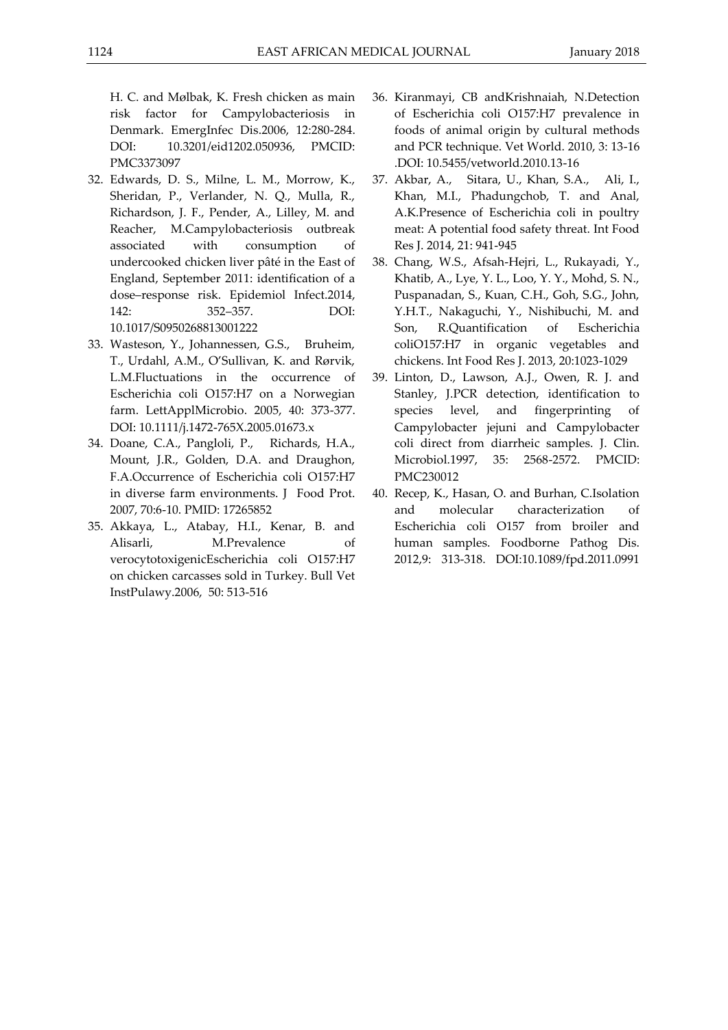H. C. and Mølbak, K. Fresh chicken as main risk factor for Campylobacteriosis in Denmark. EmergInfec Dis.2006, 12:280-284. DOI: 10.3201/eid1202.050936, PMCID: PMC3373097

32. Edwards, D. S., Milne, L. M., Morrow, K., Sheridan, P., Verlander, N. Q., Mulla, R., Richardson, J. F., Pender, A., Lilley, M. and Reacher, M.Campylobacteriosis outbreak associated with consumption of undercooked chicken liver pâté in the East of England, September 2011: identification of a dose–response risk. Epidemiol Infect.2014, 142: 352–357. DOI: 10.1017/S0950268813001222
33. Wasteson, Y., Johannessen, G.S., Bruheim, T., Urdahl, A.M., O'Sullivan, K. and Rørvik, L.M.Fluctuations in the occurrence of Escherichia coli O157:H7 on a Norwegian farm. LettApplMicrobio. 2005, 40: 373-377. DOI: 10.1111/j.1472-765X.2005.01673.x
34. Doane, C.A., Pangloli, P., Richards, H.A., Mount, J.R., Golden, D.A. and Draughon, F.A.Occurrence of Escherichia coli O157:H7 in diverse farm environments. J Food Prot. 2007, 70:6-10. PMID: 17265852
35. Akkaya, L., Atabay, H.I., Kenar, B. and Alisarli, M.Prevalence of verocytotoxigenicEscherichia coli O157:H7 on chicken carcasses sold in Turkey. Bull Vet InstPulawy.2006, 50: 513-516
36. Kiranmayi, CB andKrishnaiah, N.Detection of Escherichia coli O157:H7 prevalence in foods of animal origin by cultural methods and PCR technique. Vet World. 2010, 3: 13-16 .DOI: 10.5455/vetworld.2010.13-16
37. Akbar, A., Sitara, U., Khan, S.A., Ali, I., Khan, M.I., Phadungchob, T. and Anal, A.K.Presence of Escherichia coli in poultry meat: A potential food safety threat. Int Food Res J. 2014, 21: 941-945
38. Chang, W.S., Afsah-Hejri, L., Rukayadi, Y., Khatib, A., Lye, Y. L., Loo, Y. Y., Mohd, S. N., Puspanadan, S., Kuan, C.H., Goh, S.G., John, Y.H.T., Nakaguchi, Y., Nishibuchi, M. and Son, R.Quantification of Escherichia coliO157:H7 in organic vegetables and chickens. Int Food Res J. 2013, 20:1023-1029
39. Linton, D., Lawson, A.J., Owen, R. J. and Stanley, J.PCR detection, identification to species level, and fingerprinting of Campylobacter jejuni and Campylobacter coli direct from diarrheic samples. J. Clin. Microbiol.1997, 35: 2568-2572. PMCID: PMC230012
40. Recep, K., Hasan, O. and Burhan, C.Isolation and molecular characterization of Escherichia coli O157 from broiler and human samples. Foodborne Pathog Dis. 2012,9: 313-318. DOI:10.1089/fpd.2011.0991